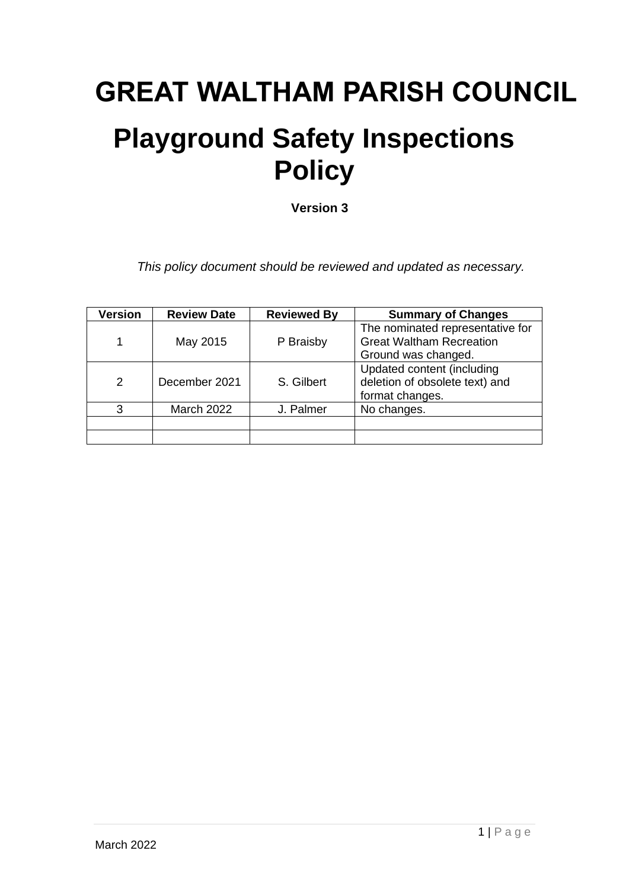# GREAT WALTHAM PARISH COUNCIL

# Playground Safety Inspections Policy

**Version 3**

*This policy document should be reviewed and updated as necessary.*

| Version | Review Date | Reviewed By | Summary of Changes |
|---|---|---|---|
| 1 | May 2015 | P Braisby | The nominated representative for Great Waltham Recreation Ground was changed. |
| 2 | December 2021 | S. Gilbert | Updated content (including deletion of obsolete text) and format changes. |
| 3 | March 2022 | J. Palmer | No changes. |
| | | | |
| | | | |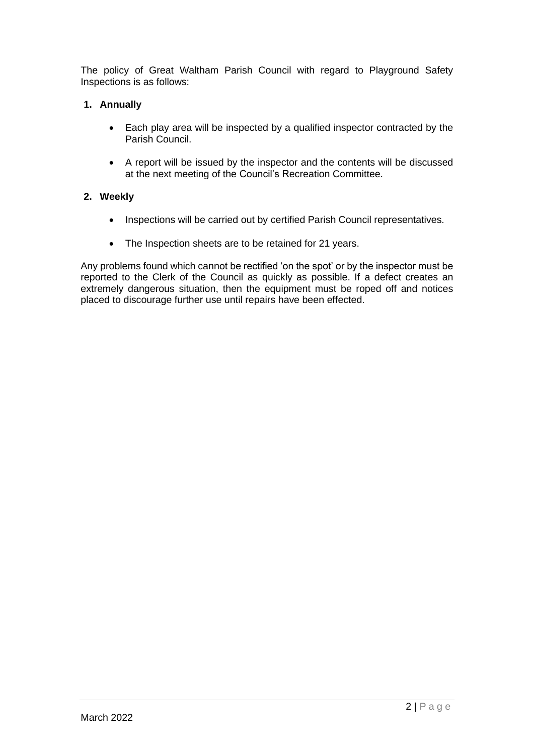The policy of Great Waltham Parish Council with regard to Playground Safety Inspections is as follows:

1. **Annually**
   - Each play area will be inspected by a qualified inspector contracted by the Parish Council.
   - A report will be issued by the inspector and the contents will be discussed at the next meeting of the Council's Recreation Committee.

2. **Weekly**
   - Inspections will be carried out by certified Parish Council representatives.
   - The Inspection sheets are to be retained for 21 years.

Any problems found which cannot be rectified 'on the spot' or by the inspector must be reported to the Clerk of the Council as quickly as possible. If a defect creates an extremely dangerous situation, then the equipment must be roped off and notices placed to discourage further use until repairs have been effected.